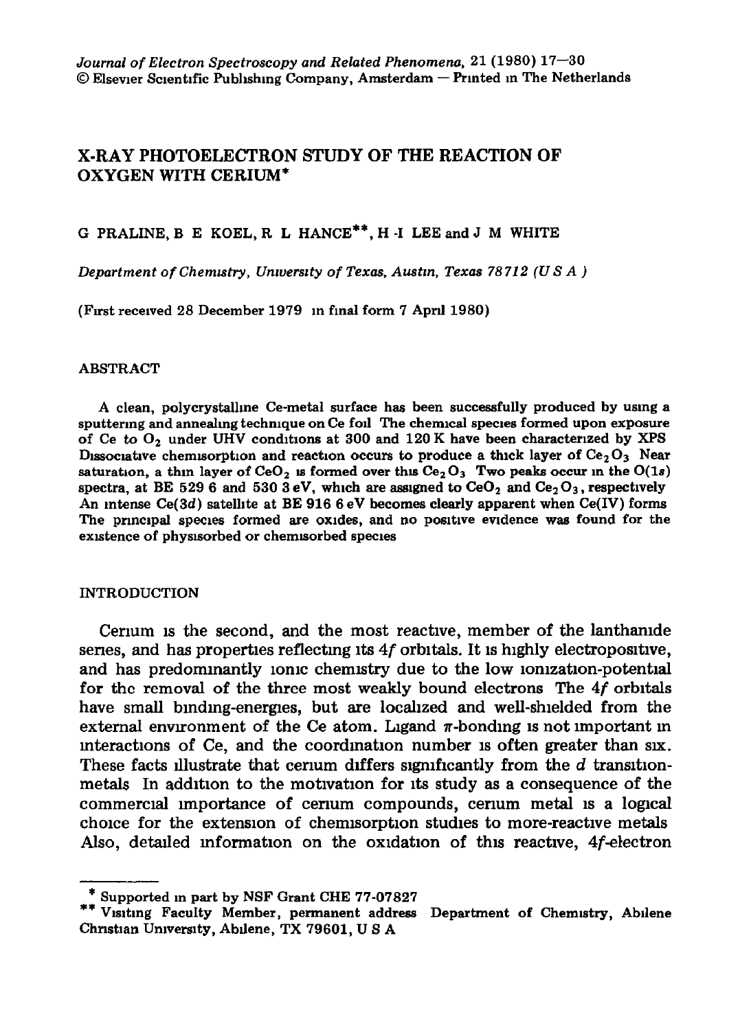# X-RAY PHOTOELECTRON STUDY OF THE REACTION OF OXYGEN WITH CERIUM*

G PRALINE, B E KOEL, R L HANCE**, H -I LEE and J M WHITE

*Department of Chemistry, University of Texas, Austin, Texas 78712 (U S A )*

(First received 28 December 1979 in final form 7 April 1980)

## ABSTRACT

A clean, polycrystalline Ce-metal surface has been successfully produced by using a sputtering and annealing technique on Ce foil The chemical species formed upon exposure of Ce to $O_2$ under UHV conditions at 300 and 120 K have been characterized by XPS Dissociative chemisorption and reaction occurs to produce a thick layer of $Ce_2O_3$ Near saturation, a thin layer of $CeO_2$ is formed over this $Ce_2O_3$ Two peaks occur in the O(1*s*) spectra, at BE 529 6 and 530 3 eV, which are assigned to $CeO_2$ and $Ce_2O_3$, respectively An intense Ce(3*d*) satellite at BE 916 6 eV becomes clearly apparent when Ce(IV) forms The principal species formed are oxides, and no positive evidence was found for the existence of physisorbed or chemisorbed species

## INTRODUCTION

Cerium is the second, and the most reactive, member of the lanthanide series, and has properties reflecting its 4*f* orbitals. It is highly electropositive, and has predominantly ionic chemistry due to the low ionization-potential for the removal of the three most weakly bound electrons The 4*f* orbitals have small binding-energies, but are localized and well-shielded from the external environment of the Ce atom. Ligand $\pi$-bonding is not important in interactions of Ce, and the coordination number is often greater than six. These facts illustrate that cerium differs significantly from the *d* transition-metals In addition to the motivation for its study as a consequence of the commercial importance of cerium compounds, cerium metal is a logical choice for the extension of chemisorption studies to more-reactive metals Also, detailed information on the oxidation of this reactive, 4*f*-electron

---

* Supported in part by NSF Grant CHE 77-07827

** Visiting Faculty Member, permanent address Department of Chemistry, Abilene Christian University, Abilene, TX 79601, U S A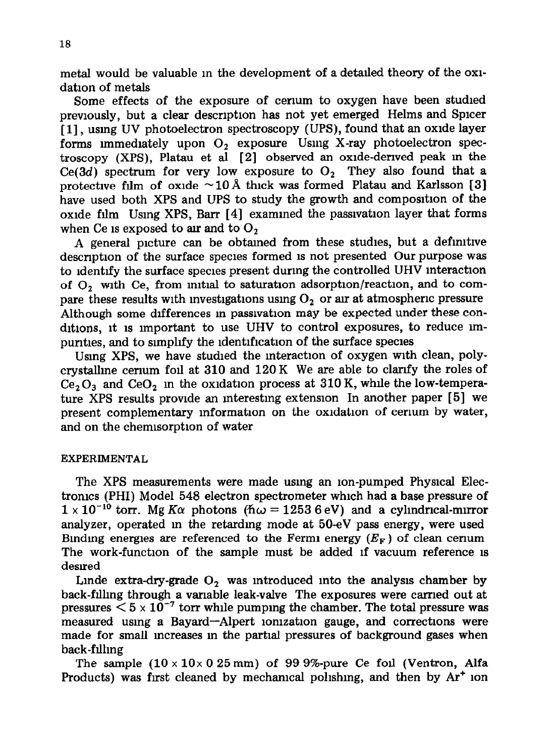metal would be valuable in the development of a detailed theory of the oxidation of metals

Some effects of the exposure of cerium to oxygen have been studied previously, but a clear description has not yet emerged Helms and Spicer [1], using UV photoelectron spectroscopy (UPS), found that an oxide layer forms immediately upon $O_2$ exposure Using X-ray photoelectron spectroscopy (XPS), Platau et al [2] observed an oxide-derived peak in the Ce(3d) spectrum for very low exposure to $O_2$ They also found that a protective film of oxide ~10 Å thick was formed Platau and Karlsson [3] have used both XPS and UPS to study the growth and composition of the oxide film Using XPS, Barr [4] examined the passivation layer that forms when Ce is exposed to air and to $O_2$

A general picture can be obtained from these studies, but a definitive description of the surface species formed is not presented Our purpose was to identify the surface species present during the controlled UHV interaction of $O_2$ with Ce, from initial to saturation adsorption/reaction, and to compare these results with investigations using $O_2$ or air at atmospheric pressure Although some differences in passivation may be expected under these conditions, it is important to use UHV to control exposures, to reduce impurities, and to simplify the identification of the surface species

Using XPS, we have studied the interaction of oxygen with clean, polycrystalline cerium foil at 310 and 120 K We are able to clarify the roles of $Ce_2O_3$ and $CeO_2$ in the oxidation process at 310 K, while the low-temperature XPS results provide an interesting extension In another paper [5] we present complementary information on the oxidation of cerium by water, and on the chemisorption of water

## EXPERIMENTAL

The XPS measurements were made using an ion-pumped Physical Electronics (PHI) Model 548 electron spectrometer which had a base pressure of $1 \times 10^{-10}$ torr. Mg $K\alpha$ photons ($\hbar\omega = 1253.6$ eV) and a cylindrical-mirror analyzer, operated in the retarding mode at 50-eV pass energy, were used Binding energies are referenced to the Fermi energy ($E_F$) of clean cerium The work-function of the sample must be added if vacuum reference is desired

Linde extra-dry-grade $O_2$ was introduced into the analysis chamber by back-filling through a variable leak-valve The exposures were carried out at pressures $< 5 \times 10^{-7}$ torr while pumping the chamber. The total pressure was measured using a Bayard–Alpert ionization gauge, and corrections were made for small increases in the partial pressures of background gases when back-filling

The sample ($10 \times 10 \times 0.25$ mm) of 99.9%-pure Ce foil (Ventron, Alfa Products) was first cleaned by mechanical polishing, and then by $Ar^+$ ion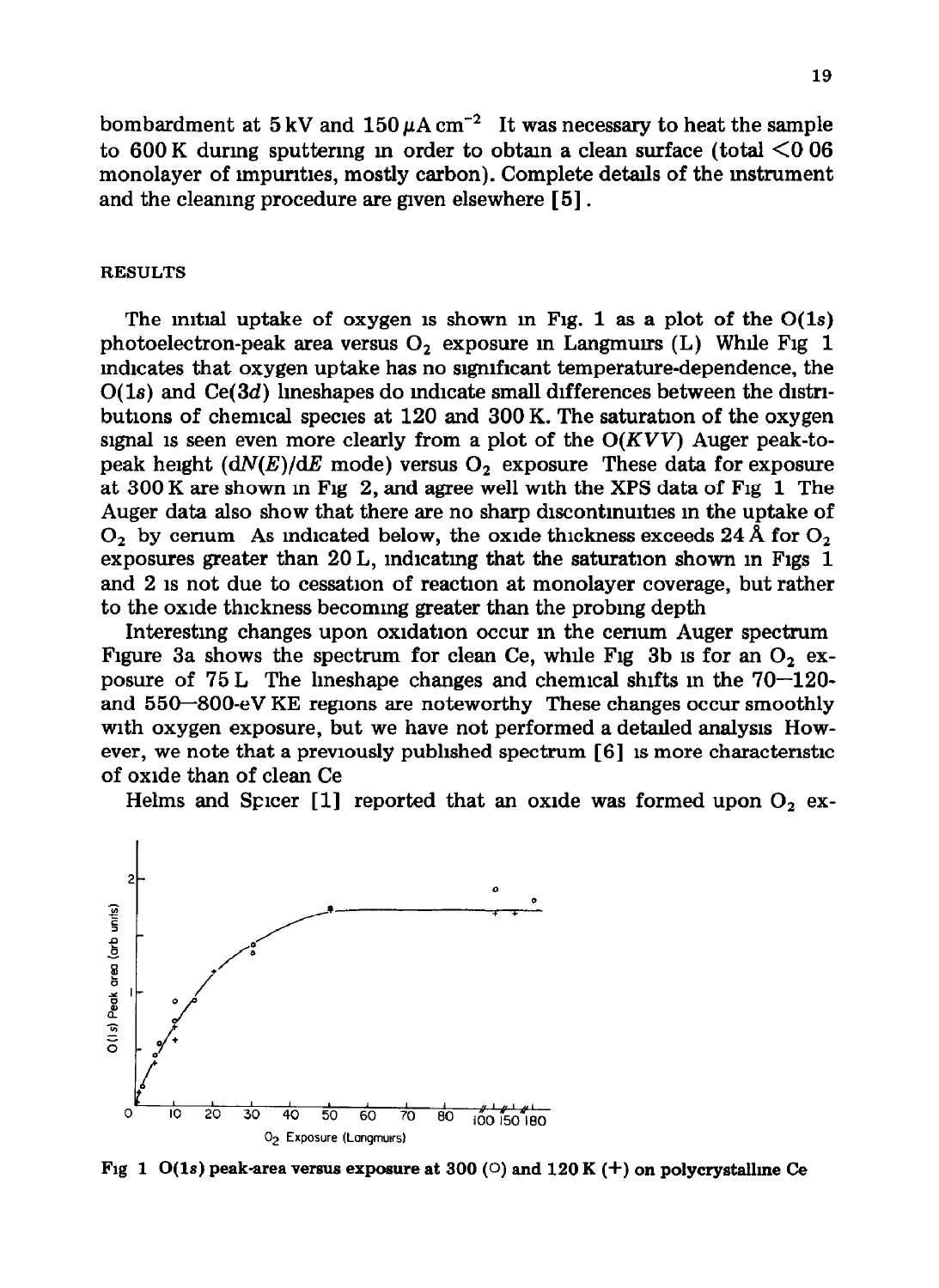bombardment at 5 kV and 150 $\mu A\, cm^{-2}$ It was necessary to heat the sample to 600 K during sputtering in order to obtain a clean surface (total <0 06 monolayer of impurities, mostly carbon). Complete details of the instrument and the cleaning procedure are given elsewhere [5].

## RESULTS

The initial uptake of oxygen is shown in Fig. 1 as a plot of the O(1*s*) photoelectron-peak area versus $O_2$ exposure in Langmuirs (L) While Fig 1 indicates that oxygen uptake has no significant temperature-dependence, the O(1*s*) and Ce(3*d*) lineshapes do indicate small differences between the distributions of chemical species at 120 and 300 K. The saturation of the oxygen signal is seen even more clearly from a plot of the O(*KVV*) Auger peak-to-peak height ($dN(E)/dE$ mode) versus $O_2$ exposure These data for exposure at 300 K are shown in Fig 2, and agree well with the XPS data of Fig 1 The Auger data also show that there are no sharp discontinuities in the uptake of $O_2$ by cerium As indicated below, the oxide thickness exceeds 24 Å for $O_2$ exposures greater than 20 L, indicating that the saturation shown in Figs 1 and 2 is not due to cessation of reaction at monolayer coverage, but rather to the oxide thickness becoming greater than the probing depth

Interesting changes upon oxidation occur in the cerium Auger spectrum Figure 3a shows the spectrum for clean Ce, while Fig 3b is for an $O_2$ exposure of 75 L The lineshape changes and chemical shifts in the 70–120- and 550–800-eV KE regions are noteworthy These changes occur smoothly with oxygen exposure, but we have not performed a detailed analysis However, we note that a previously published spectrum [6] is more characteristic of oxide than of clean Ce

Helms and Spicer [1] reported that an oxide was formed upon $O_2$ ex-

Fig 1 O(1*s*) peak-area versus exposure at 300 (○) and 120 K (+) on polycrystalline Ce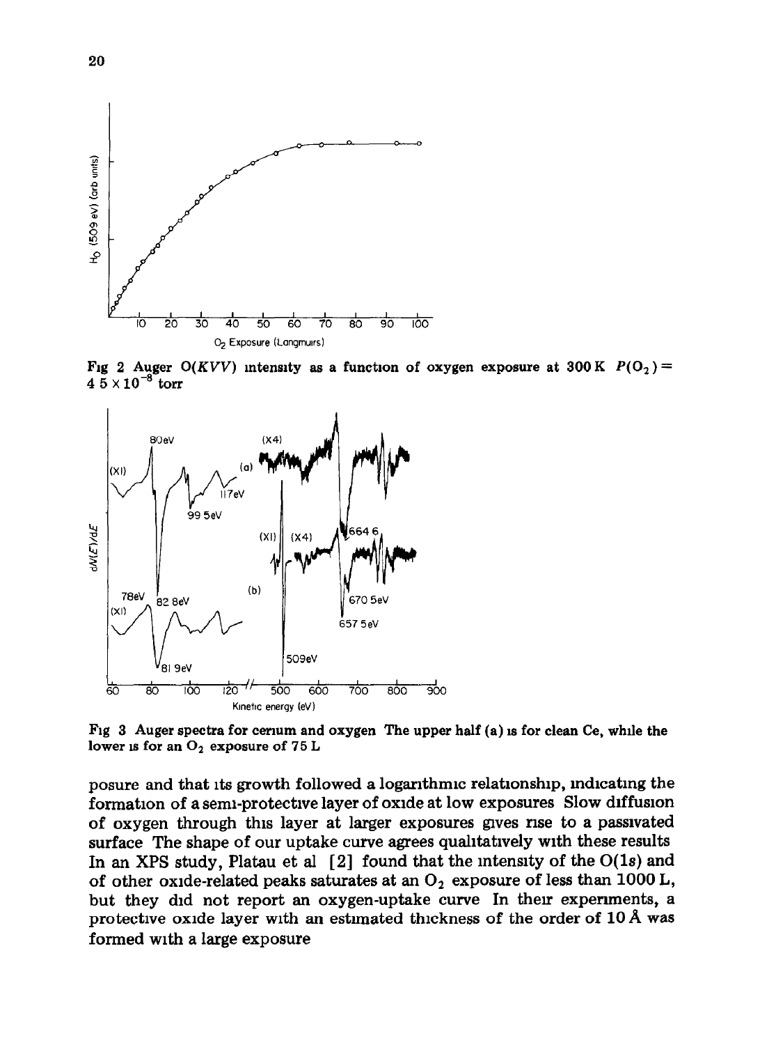Fig 2 Auger O(*KVV*) intensity as a function of oxygen exposure at 300 K $P(O_2) = 4.5 \times 10^{-8}$ torr

Fig 3 Auger spectra for cerium and oxygen The upper half (a) is for clean Ce, while the lower is for an $O_2$ exposure of 75 L

posure and that its growth followed a logarithmic relationship, indicating the formation of a semi-protective layer of oxide at low exposures Slow diffusion of oxygen through this layer at larger exposures gives rise to a passivated surface The shape of our uptake curve agrees qualitatively with these results In an XPS study, Platau et al [2] found that the intensity of the O(1*s*) and of other oxide-related peaks saturates at an $O_2$ exposure of less than 1000 L, but they did not report an oxygen-uptake curve In their experiments, a protective oxide layer with an estimated thickness of the order of 10 Å was formed with a large exposure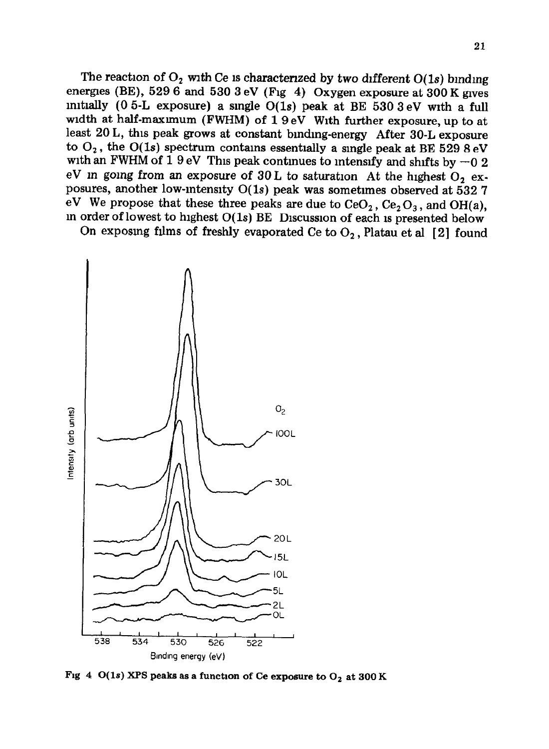The reaction of $O_2$ with Ce is characterized by two different O(1*s*) binding energies (BE), 529.6 and 530.3 eV (Fig. 4). Oxygen exposure at 300 K gives initially (0.5-L exposure) a single O(1*s*) peak at BE 530.3 eV with a full width at half-maximum (FWHM) of 1.9 eV. With further exposure, up to at least 20 L, this peak grows at constant binding-energy. After 30-L exposure to $O_2$, the O(1*s*) spectrum contains essentially a single peak at BE 529.8 eV with an FWHM of 1.9 eV. This peak continues to intensify and shifts by −0.2 eV in going from an exposure of 30 L to saturation. At the highest $O_2$ exposures, another low-intensity O(1*s*) peak was sometimes observed at 532.7 eV. We propose that these three peaks are due to $CeO_2$, $Ce_2O_3$, and OH(a), in order of lowest to highest O(1*s*) BE. Discussion of each is presented below.

On exposing films of freshly evaporated Ce to $O_2$, Platau et al. [2] found

Fig. 4. O(1*s*) XPS peaks as a function of Ce exposure to $O_2$ at 300 K.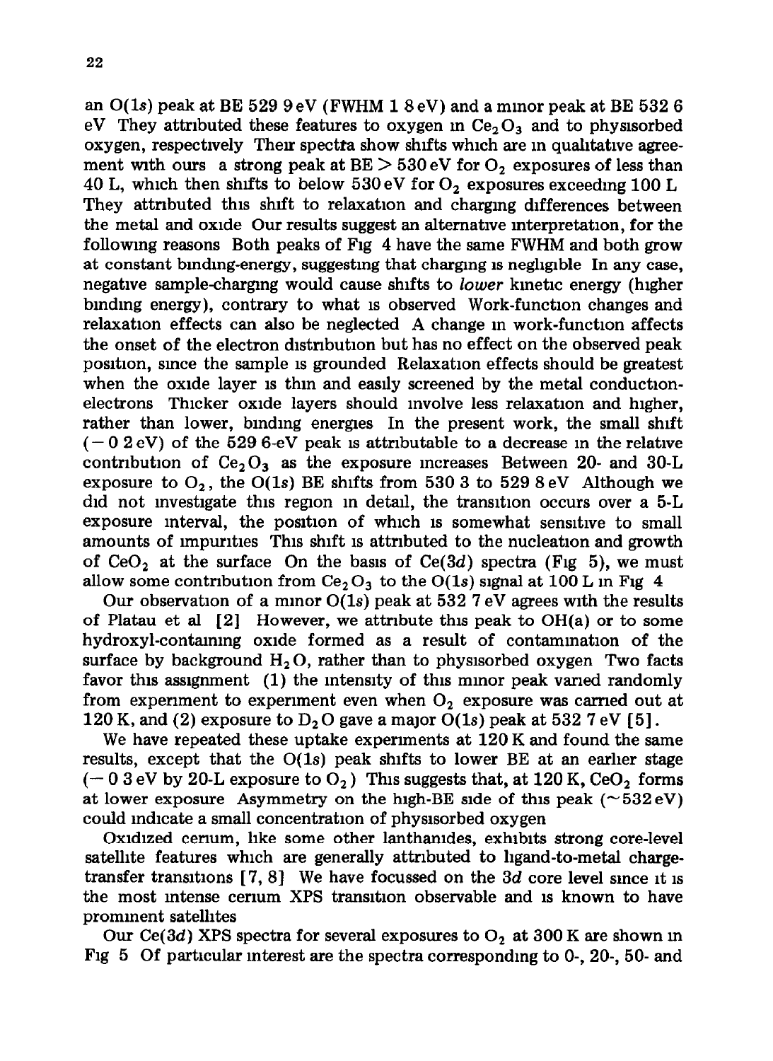an O(1*s*) peak at BE 529 9 eV (FWHM 1 8 eV) and a minor peak at BE 532 6 eV They attributed these features to oxygen in $Ce_2O_3$ and to physisorbed oxygen, respectively Their spectra show shifts which are in qualitative agreement with ours a strong peak at BE > 530 eV for $O_2$ exposures of less than 40 L, which then shifts to below 530 eV for $O_2$ exposures exceeding 100 L They attributed this shift to relaxation and charging differences between the metal and oxide Our results suggest an alternative interpretation, for the following reasons Both peaks of Fig 4 have the same FWHM and both grow at constant binding-energy, suggesting that charging is negligible In any case, negative sample-charging would cause shifts to *lower* kinetic energy (higher binding energy), contrary to what is observed Work-function changes and relaxation effects can also be neglected A change in work-function affects the onset of the electron distribution but has no effect on the observed peak position, since the sample is grounded Relaxation effects should be greatest when the oxide layer is thin and easily screened by the metal conduction-electrons Thicker oxide layers should involve less relaxation and higher, rather than lower, binding energies In the present work, the small shift (− 0 2 eV) of the 529 6-eV peak is attributable to a decrease in the relative contribution of $Ce_2O_3$ as the exposure increases Between 20- and 30-L exposure to $O_2$, the O(1*s*) BE shifts from 530 3 to 529 8 eV Although we did not investigate this region in detail, the transition occurs over a 5-L exposure interval, the position of which is somewhat sensitive to small amounts of impurities This shift is attributed to the nucleation and growth of $CeO_2$ at the surface On the basis of Ce(3*d*) spectra (Fig 5), we must allow some contribution from $Ce_2O_3$ to the O(1*s*) signal at 100 L in Fig 4

Our observation of a minor O(1*s*) peak at 532 7 eV agrees with the results of Platau et al [2] However, we attribute this peak to OH(a) or to some hydroxyl-containing oxide formed as a result of contamination of the surface by background $H_2O$, rather than to physisorbed oxygen Two facts favor this assignment (1) the intensity of this minor peak varied randomly from experiment to experiment even when $O_2$ exposure was carried out at 120 K, and (2) exposure to $D_2O$ gave a major O(1*s*) peak at 532 7 eV [5].

We have repeated these uptake experiments at 120 K and found the same results, except that the O(1*s*) peak shifts to lower BE at an earlier stage (− 0 3 eV by 20-L exposure to $O_2$) This suggests that, at 120 K, $CeO_2$ forms at lower exposure Asymmetry on the high-BE side of this peak (~532 eV) could indicate a small concentration of physisorbed oxygen

Oxidized cerium, like some other lanthanides, exhibits strong core-level satellite features which are generally attributed to ligand-to-metal charge-transfer transitions [7, 8] We have focussed on the 3*d* core level since it is the most intense cerium XPS transition observable and is known to have prominent satellites

Our Ce(3*d*) XPS spectra for several exposures to $O_2$ at 300 K are shown in Fig 5 Of particular interest are the spectra corresponding to 0-, 20-, 50- and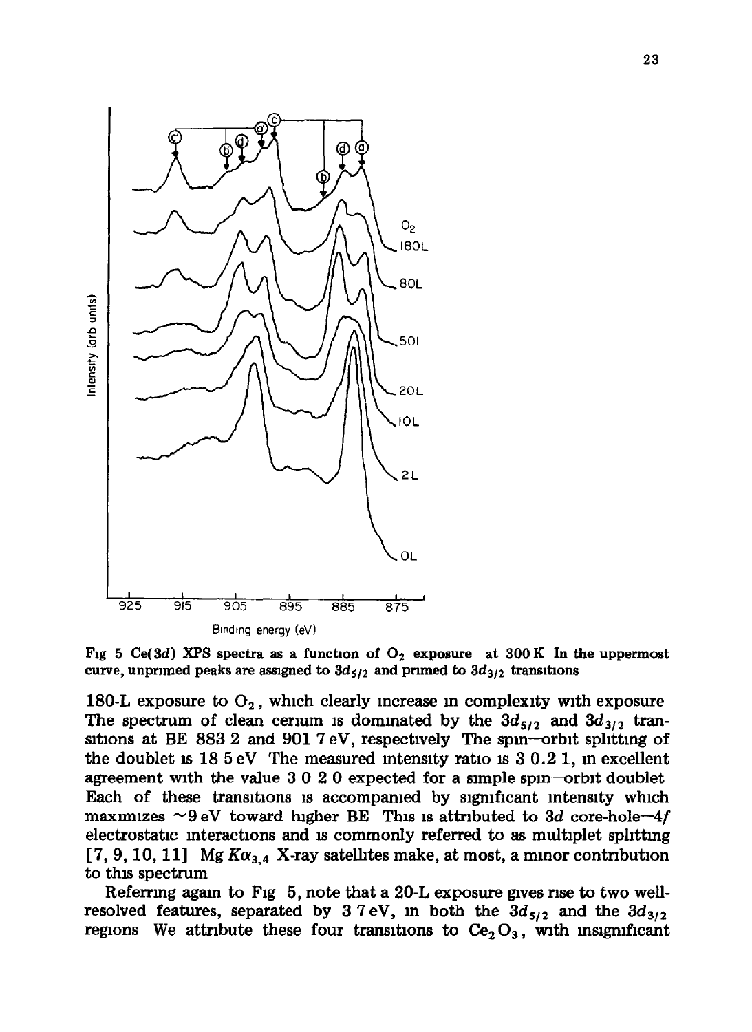Fig 5 Ce(3d) XPS spectra as a function of $O_2$ exposure at 300 K In the uppermost curve, unprimed peaks are assigned to $3d_{5/2}$ and primed to $3d_{3/2}$ transitions

180-L exposure to $O_2$, which clearly increase in complexity with exposure The spectrum of clean cerium is dominated by the $3d_{5/2}$ and $3d_{3/2}$ transitions at BE 883 2 and 901 7 eV, respectively The spin—orbit splitting of the doublet is 18 5 eV The measured intensity ratio is 3 0.2 1, in excellent agreement with the value 3 0 2 0 expected for a simple spin—orbit doublet Each of these transitions is accompanied by significant intensity which maximizes ~9 eV toward higher BE This is attributed to $3d$ core-hole—$4f$ electrostatic interactions and is commonly referred to as multiplet splitting [7, 9, 10, 11] Mg $K\alpha_{3,4}$ X-ray satellites make, at most, a minor contribution to this spectrum

Referring again to Fig 5, note that a 20-L exposure gives rise to two well-resolved features, separated by 3 7 eV, in both the $3d_{5/2}$ and the $3d_{3/2}$ regions We attribute these four transitions to $Ce_2O_3$, with insignificant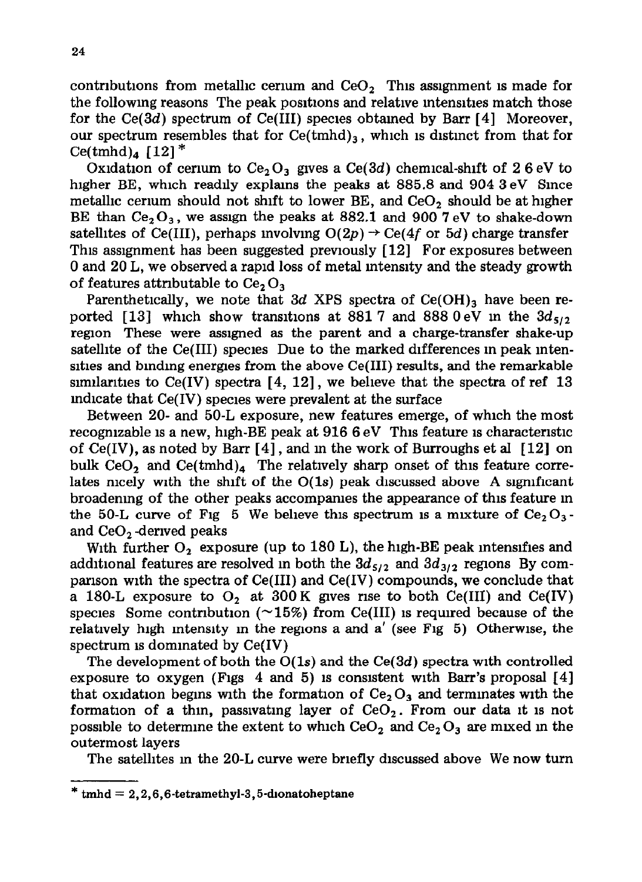contributions from metallic cerium and $CeO_2$ This assignment is made for the following reasons The peak positions and relative intensities match those for the Ce(3*d*) spectrum of Ce(III) species obtained by Barr [4] Moreover, our spectrum resembles that for $Ce(tmhd)_3$, which is distinct from that for $Ce(tmhd)_4$ [12] *

Oxidation of cerium to $Ce_2O_3$ gives a Ce(3*d*) chemical-shift of 2 6 eV to higher BE, which readily explains the peaks at 885.8 and 904 3 eV Since metallic cerium should not shift to lower BE, and $CeO_2$ should be at higher BE than $Ce_2O_3$, we assign the peaks at 882.1 and 900 7 eV to shake-down satellites of Ce(III), perhaps involving O(2*p*) → Ce(4*f* or 5*d*) charge transfer This assignment has been suggested previously [12] For exposures between 0 and 20 L, we observed a rapid loss of metal intensity and the steady growth of features attributable to $Ce_2O_3$

Parenthetically, we note that 3*d* XPS spectra of $Ce(OH)_3$ have been reported [13] which show transitions at 881 7 and 888 0 eV in the $3d_{5/2}$ region These were assigned as the parent and a charge-transfer shake-up satellite of the Ce(III) species Due to the marked differences in peak intensities and binding energies from the above Ce(III) results, and the remarkable similarities to Ce(IV) spectra [4, 12], we believe that the spectra of ref 13 indicate that Ce(IV) species were prevalent at the surface

Between 20- and 50-L exposure, new features emerge, of which the most recognizable is a new, high-BE peak at 916 6 eV This feature is characteristic of Ce(IV), as noted by Barr [4], and in the work of Burroughs et al [12] on bulk $CeO_2$ and $Ce(tmhd)_4$ The relatively sharp onset of this feature correlates nicely with the shift of the O(1*s*) peak discussed above A significant broadening of the other peaks accompanies the appearance of this feature in the 50-L curve of Fig 5 We believe this spectrum is a mixture of $Ce_2O_3$- and $CeO_2$-derived peaks

With further $O_2$ exposure (up to 180 L), the high-BE peak intensifies and additional features are resolved in both the $3d_{5/2}$ and $3d_{3/2}$ regions By comparison with the spectra of Ce(III) and Ce(IV) compounds, we conclude that a 180-L exposure to $O_2$ at 300 K gives rise to both Ce(III) and Ce(IV) species Some contribution (~15%) from Ce(III) is required because of the relatively high intensity in the regions a and a′ (see Fig 5) Otherwise, the spectrum is dominated by Ce(IV)

The development of both the O(1*s*) and the Ce(3*d*) spectra with controlled exposure to oxygen (Figs 4 and 5) is consistent with Barr's proposal [4] that oxidation begins with the formation of $Ce_2O_3$ and terminates with the formation of a thin, passivating layer of $CeO_2$. From our data it is not possible to determine the extent to which $CeO_2$ and $Ce_2O_3$ are mixed in the outermost layers

The satellites in the 20-L curve were briefly discussed above We now turn

---

* tmhd = 2,2,6,6-tetramethyl-3,5-dionatoheptane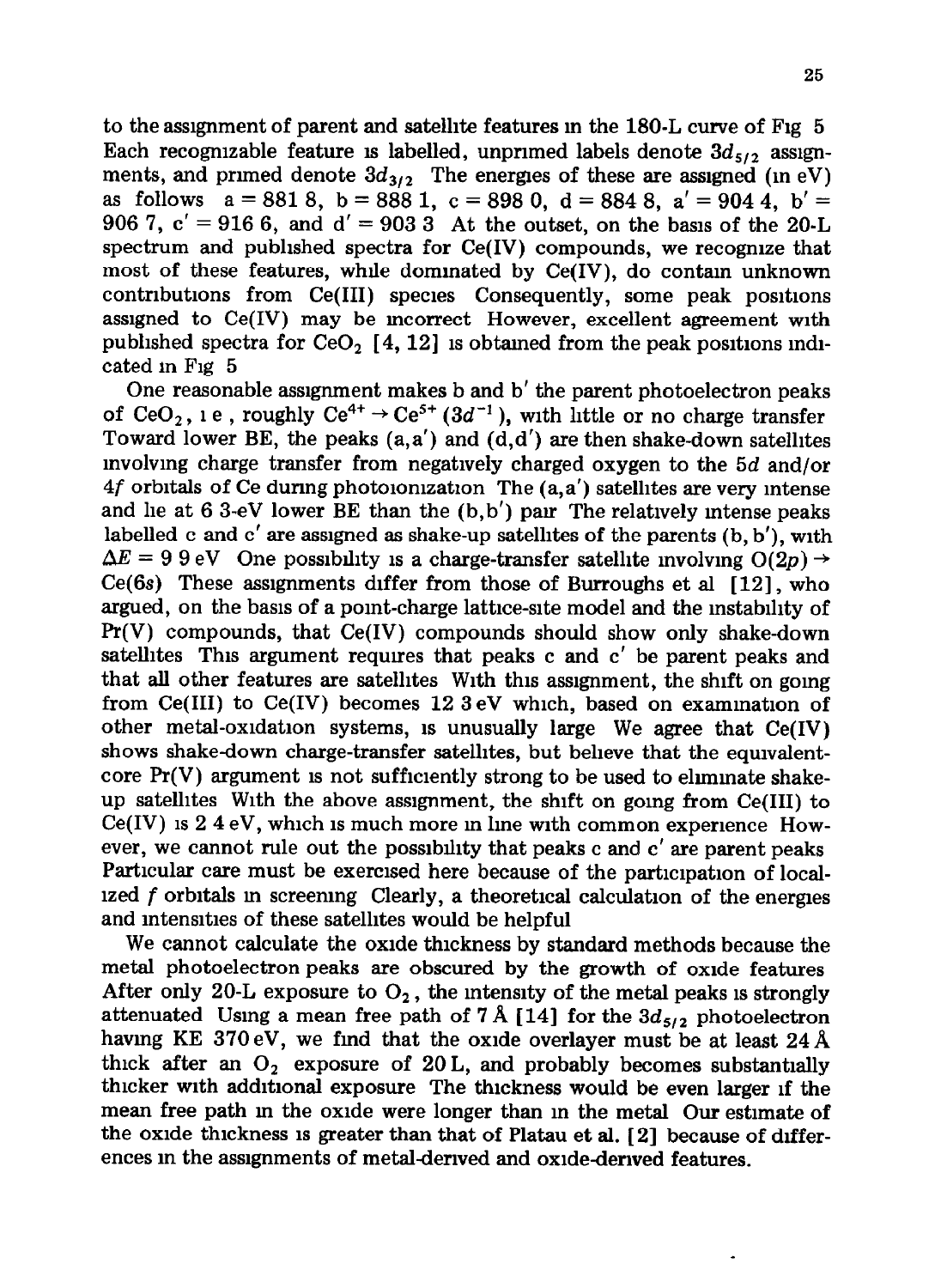to the assignment of parent and satellite features in the 180-L curve of Fig 5 Each recognizable feature is labelled, unprimed labels denote $3d_{5/2}$ assignments, and primed denote $3d_{3/2}$ The energies of these are assigned (in eV) as follows a = 881 8, b = 888 1, c = 898 0, d = 884 8, a′ = 904 4, b′ = 906 7, c′ = 916 6, and d′ = 903 3 At the outset, on the basis of the 20-L spectrum and published spectra for Ce(IV) compounds, we recognize that most of these features, while dominated by Ce(IV), do contain unknown contributions from Ce(III) species Consequently, some peak positions assigned to Ce(IV) may be incorrect However, excellent agreement with published spectra for $CeO_2$ [4, 12] is obtained from the peak positions indicated in Fig 5

One reasonable assignment makes b and b′ the parent photoelectron peaks of $CeO_2$, i e , roughly $Ce^{4+} \rightarrow Ce^{5+}$ ($3d^{-1}$), with little or no charge transfer Toward lower BE, the peaks (a,a′) and (d,d′) are then shake-down satellites involving charge transfer from negatively charged oxygen to the 5*d* and/or 4*f* orbitals of Ce during photoionization The (a,a′) satellites are very intense and lie at 6 3-eV lower BE than the (b,b′) pair The relatively intense peaks labelled c and c′ are assigned as shake-up satellites of the parents (b, b′), with $\Delta E$ = 9 9 eV One possibility is a charge-transfer satellite involving $O(2p) \rightarrow Ce(6s)$ These assignments differ from those of Burroughs et al [12], who argued, on the basis of a point-charge lattice-site model and the instability of Pr(V) compounds, that Ce(IV) compounds should show only shake-down satellites This argument requires that peaks c and c′ be parent peaks and that all other features are satellites With this assignment, the shift on going from Ce(III) to Ce(IV) becomes 12 3 eV which, based on examination of other metal-oxidation systems, is unusually large We agree that Ce(IV) shows shake-down charge-transfer satellites, but believe that the equivalent-core Pr(V) argument is not sufficiently strong to be used to eliminate shake-up satellites With the above assignment, the shift on going from Ce(III) to Ce(IV) is 2 4 eV, which is much more in line with common experience However, we cannot rule out the possibility that peaks c and c′ are parent peaks Particular care must be exercised here because of the participation of localized *f* orbitals in screening Clearly, a theoretical calculation of the energies and intensities of these satellites would be helpful

We cannot calculate the oxide thickness by standard methods because the metal photoelectron peaks are obscured by the growth of oxide features After only 20-L exposure to $O_2$, the intensity of the metal peaks is strongly attenuated Using a mean free path of 7 Å [14] for the $3d_{5/2}$ photoelectron having KE 370 eV, we find that the oxide overlayer must be at least 24 Å thick after an $O_2$ exposure of 20 L, and probably becomes substantially thicker with additional exposure The thickness would be even larger if the mean free path in the oxide were longer than in the metal Our estimate of the oxide thickness is greater than that of Platau et al. [2] because of differences in the assignments of metal-derived and oxide-derived features.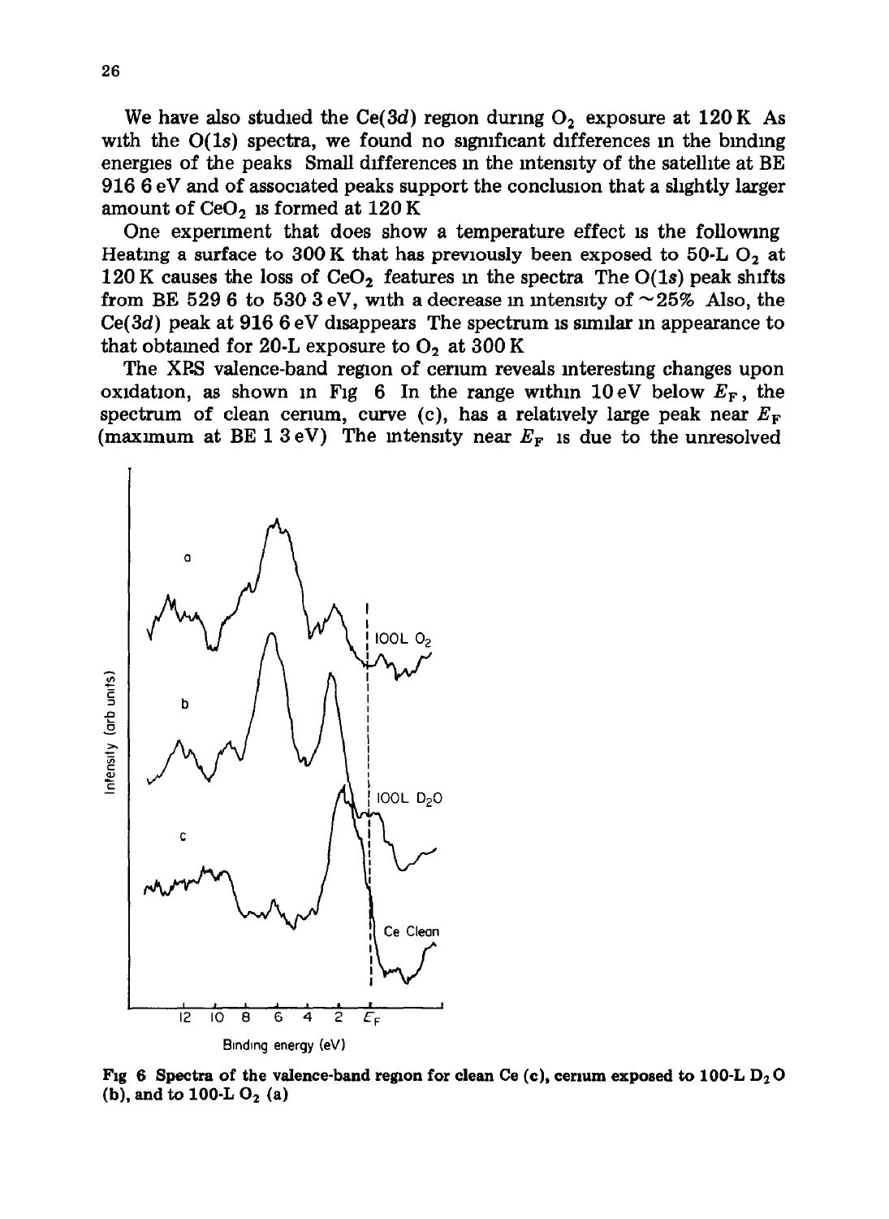We have also studied the Ce(3*d*) region during $O_2$ exposure at 120 K. As with the O(1*s*) spectra, we found no significant differences in the binding energies of the peaks. Small differences in the intensity of the satellite at BE 916.6 eV and of associated peaks support the conclusion that a slightly larger amount of $CeO_2$ is formed at 120 K.

One experiment that does show a temperature effect is the following. Heating a surface to 300 K that has previously been exposed to 50-L $O_2$ at 120 K causes the loss of $CeO_2$ features in the spectra. The O(1*s*) peak shifts from BE 529.6 to 530.3 eV, with a decrease in intensity of ~25%. Also, the Ce(3*d*) peak at 916.6 eV disappears. The spectrum is similar in appearance to that obtained for 20-L exposure to $O_2$ at 300 K.

The XPS valence-band region of cerium reveals interesting changes upon oxidation, as shown in Fig. 6. In the range within 10 eV below $E_F$, the spectrum of clean cerium, curve (c), has a relatively large peak near $E_F$ (maximum at BE 1.3 eV). The intensity near $E_F$ is due to the unresolved

**Fig. 6.** Spectra of the valence-band region for clean Ce (c), cerium exposed to 100-L $D_2O$ (b), and to 100-L $O_2$ (a).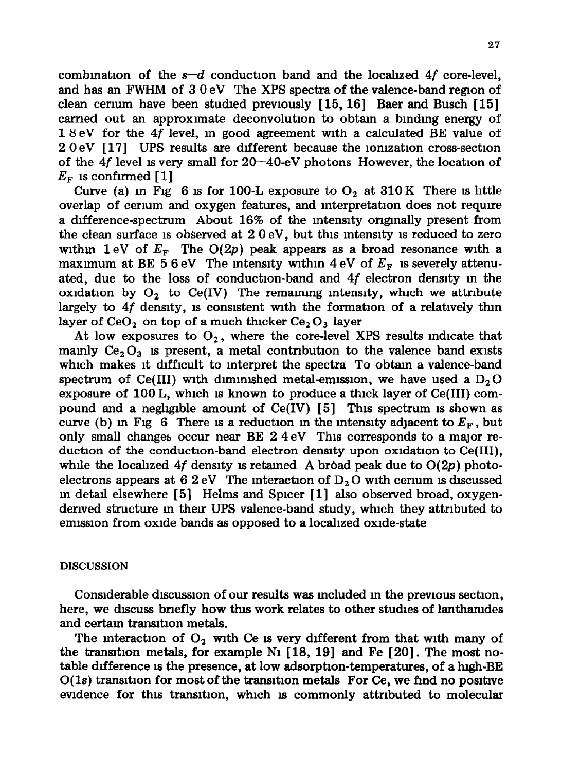combination of the $s$–$d$ conduction band and the localized $4f$ core-level, and has an FWHM of 3.0 eV. The XPS spectra of the valence-band region of clean cerium have been studied previously [15, 16]. Baer and Busch [15] carried out an approximate deconvolution to obtain a binding energy of 1.8 eV for the $4f$ level, in good agreement with a calculated BE value of 2.0 eV [17]. UPS results are different because the ionization cross-section of the $4f$ level is very small for 20–40-eV photons. However, the location of $E_F$ is confirmed [1].

Curve (a) in Fig. 6 is for 100-L exposure to $O_2$ at 310 K. There is little overlap of cerium and oxygen features, and interpretation does not require a difference-spectrum. About 16% of the intensity originally present from the clean surface is observed at 2.0 eV, but this intensity is reduced to zero within 1 eV of $E_F$. The O($2p$) peak appears as a broad resonance with a maximum at BE 5.6 eV. The intensity within 4 eV of $E_F$ is severely attenuated, due to the loss of conduction-band and $4f$ electron density in the oxidation by $O_2$ to Ce(IV). The remaining intensity, which we attribute largely to $4f$ density, is consistent with the formation of a relatively thin layer of $CeO_2$ on top of a much thicker $Ce_2O_3$ layer.

At low exposures to $O_2$, where the core-level XPS results indicate that mainly $Ce_2O_3$ is present, a metal contribution to the valence band exists which makes it difficult to interpret the spectra. To obtain a valence-band spectrum of Ce(III) with diminished metal-emission, we have used a $D_2O$ exposure of 100 L, which is known to produce a thick layer of Ce(III) compound and a negligible amount of Ce(IV) [5]. This spectrum is shown as curve (b) in Fig. 6. There is a reduction in the intensity adjacent to $E_F$, but only small changes occur near BE 2.4 eV. This corresponds to a major reduction of the conduction-band electron density upon oxidation to Ce(III), while the localized $4f$ density is retained. A broad peak due to O($2p$) photoelectrons appears at 6.2 eV. The interaction of $D_2O$ with cerium is discussed in detail elsewhere [5]. Helms and Spicer [1] also observed broad, oxygen-derived structure in their UPS valence-band study, which they attributed to emission from oxide bands as opposed to a localized oxide-state.

## DISCUSSION

Considerable discussion of our results was included in the previous section; here, we discuss briefly how this work relates to other studies of lanthanides and certain transition metals.

The interaction of $O_2$ with Ce is very different from that with many of the transition metals, for example Ni [18, 19] and Fe [20]. The most notable difference is the presence, at low adsorption-temperatures, of a high-BE O($1s$) transition for most of the transition metals. For Ce, we find no positive evidence for this transition, which is commonly attributed to molecular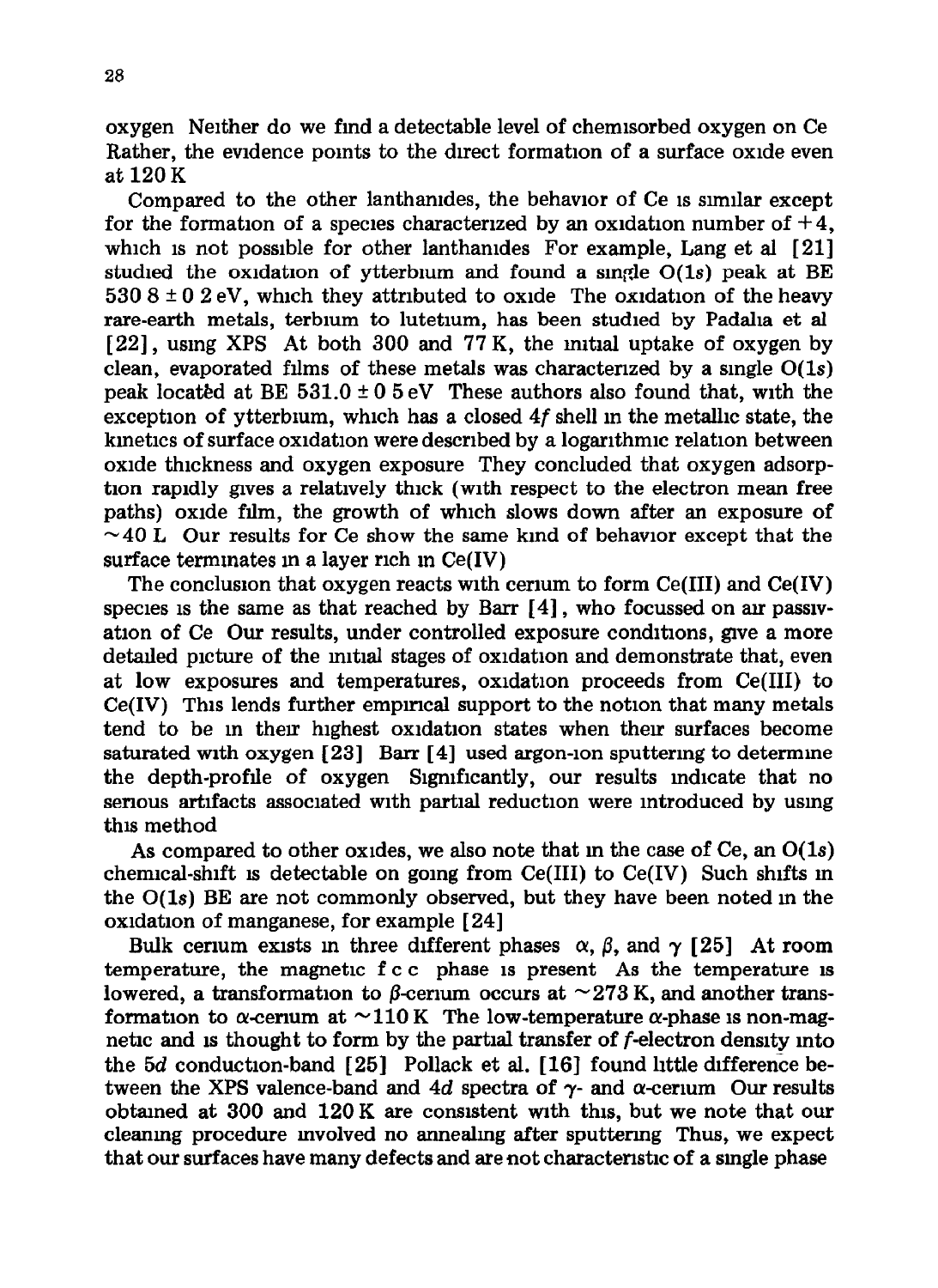oxygen Neither do we find a detectable level of chemisorbed oxygen on Ce Rather, the evidence points to the direct formation of a surface oxide even at 120 K

Compared to the other lanthanides, the behavior of Ce is similar except for the formation of a species characterized by an oxidation number of +4, which is not possible for other lanthanides For example, Lang et al [21] studied the oxidation of ytterbium and found a single O(1*s*) peak at BE 530 8 ± 0 2 eV, which they attributed to oxide The oxidation of the heavy rare-earth metals, terbium to lutetium, has been studied by Padalia et al [22], using XPS At both 300 and 77 K, the initial uptake of oxygen by clean, evaporated films of these metals was characterized by a single O(1*s*) peak located at BE 531.0 ± 0 5 eV These authors also found that, with the exception of ytterbium, which has a closed 4*f* shell in the metallic state, the kinetics of surface oxidation were described by a logarithmic relation between oxide thickness and oxygen exposure They concluded that oxygen adsorption rapidly gives a relatively thick (with respect to the electron mean free paths) oxide film, the growth of which slows down after an exposure of ~40 L Our results for Ce show the same kind of behavior except that the surface terminates in a layer rich in Ce(IV)

The conclusion that oxygen reacts with cerium to form Ce(III) and Ce(IV) species is the same as that reached by Barr [4], who focussed on air passivation of Ce Our results, under controlled exposure conditions, give a more detailed picture of the initial stages of oxidation and demonstrate that, even at low exposures and temperatures, oxidation proceeds from Ce(III) to Ce(IV) This lends further empirical support to the notion that many metals tend to be in their highest oxidation states when their surfaces become saturated with oxygen [23] Barr [4] used argon-ion sputtering to determine the depth-profile of oxygen Significantly, our results indicate that no serious artifacts associated with partial reduction were introduced by using this method

As compared to other oxides, we also note that in the case of Ce, an O(1*s*) chemical-shift is detectable on going from Ce(III) to Ce(IV) Such shifts in the O(1*s*) BE are not commonly observed, but they have been noted in the oxidation of manganese, for example [24]

Bulk cerium exists in three different phases $\alpha$, $\beta$, and $\gamma$ [25] At room temperature, the magnetic f c c phase is present As the temperature is lowered, a transformation to $\beta$-cerium occurs at ~273 K, and another transformation to $\alpha$-cerium at ~110 K The low-temperature $\alpha$-phase is non-magnetic and is thought to form by the partial transfer of *f*-electron density into the 5*d* conduction-band [25] Pollack et al. [16] found little difference between the XPS valence-band and 4*d* spectra of $\gamma$- and $\alpha$-cerium Our results obtained at 300 and 120 K are consistent with this, but we note that our cleaning procedure involved no annealing after sputtering Thus, we expect that our surfaces have many defects and are not characteristic of a single phase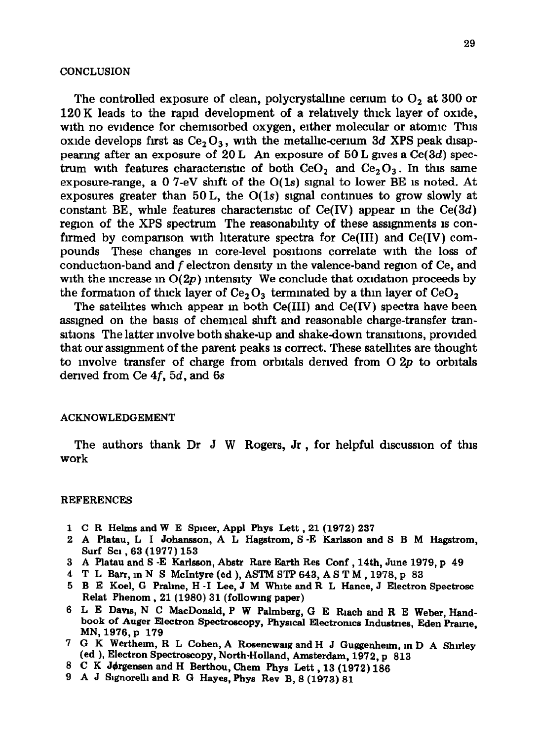## CONCLUSION

The controlled exposure of clean, polycrystalline cerium to $O_2$ at 300 or 120 K leads to the rapid development of a relatively thick layer of oxide, with no evidence for chemisorbed oxygen, either molecular or atomic This oxide develops first as $Ce_2O_3$, with the metallic-cerium 3*d* XPS peak disappearing after an exposure of 20 L An exposure of 50 L gives a Ce(3*d*) spectrum with features characteristic of both $CeO_2$ and $Ce_2O_3$. In this same exposure-range, a 0 7-eV shift of the O(1*s*) signal to lower BE is noted. At exposures greater than 50 L, the O(1*s*) signal continues to grow slowly at constant BE, while features characteristic of Ce(IV) appear in the Ce(3*d*) region of the XPS spectrum The reasonability of these assignments is confirmed by comparison with literature spectra for Ce(III) and Ce(IV) compounds These changes in core-level positions correlate with the loss of conduction-band and *f* electron density in the valence-band region of Ce, and with the increase in O(2*p*) intensity We conclude that oxidation proceeds by the formation of thick layer of $Ce_2O_3$ terminated by a thin layer of $CeO_2$

The satellites which appear in both Ce(III) and Ce(IV) spectra have been assigned on the basis of chemical shift and reasonable charge-transfer transitions The latter involve both shake-up and shake-down transitions, provided that our assignment of the parent peaks is correct. These satellites are thought to involve transfer of charge from orbitals derived from O 2*p* to orbitals derived from Ce 4*f*, 5*d*, and 6*s*

## ACKNOWLEDGEMENT

The authors thank Dr J W Rogers, Jr , for helpful discussion of this work

## REFERENCES

1 C R Helms and W E Spicer, Appl Phys Lett , 21 (1972) 237
2 A Platau, L I Johansson, A L Hagstrom, S -E Karlsson and S B M Hagstrom, Surf Sci , 63 (1977) 153
3 A Platau and S -E Karlsson, Abstr Rare Earth Res Conf , 14th, June 1979, p 49
4 T L Barr, in N S McIntyre (ed ), ASTM STP 643, A S T M , 1978, p 83
5 B E Koel, G Praline, H -I Lee, J M White and R L Hance, J Electron Spectrosc Relat Phenom , 21 (1980) 31 (following paper)
6 L E Davis, N C MacDonald, P W Palmberg, G E Riach and R E Weber, Handbook of Auger Electron Spectroscopy, Physical Electronics Industries, Eden Prairie, MN, 1976, p 179
7 G K Wertheim, R L Cohen, A Rosencwaig and H J Guggenheim, in D A Shirley (ed ), Electron Spectroscopy, North-Holland, Amsterdam, 1972, p 813
8 C K Jørgensen and H Berthou, Chem Phys Lett , 13 (1972) 186
9 A J Signorelli and R G Hayes, Phys Rev B, 8 (1973) 81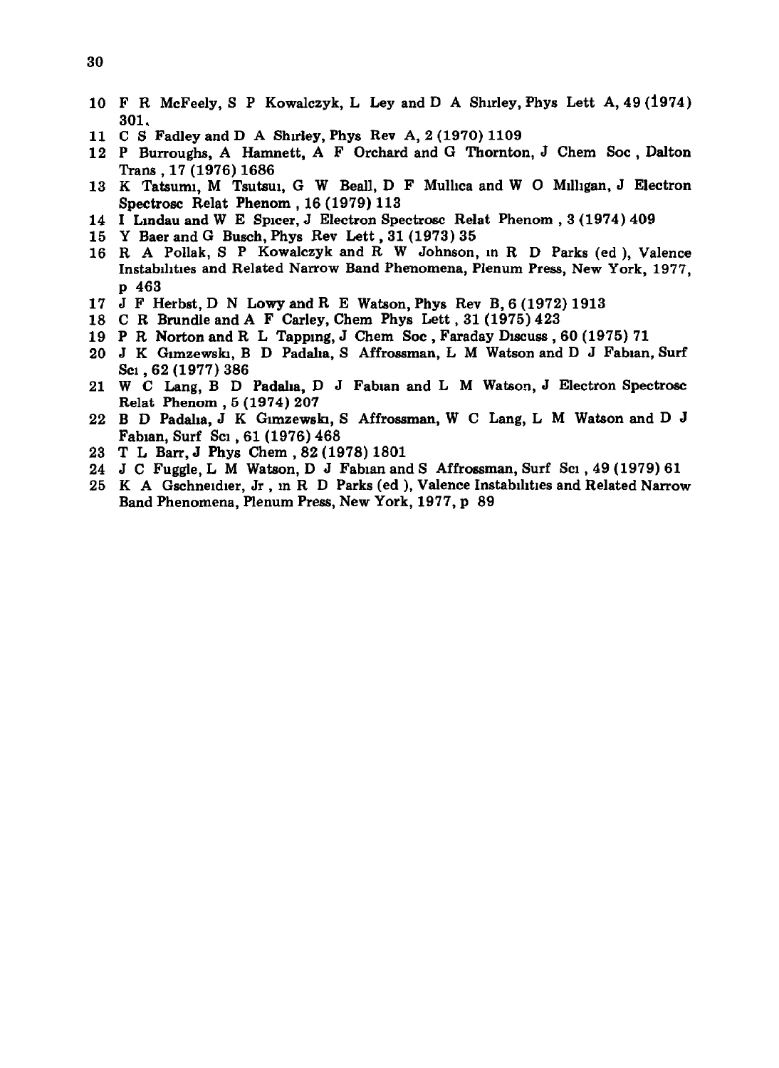10 F R McFeely, S P Kowalczyk, L Ley and D A Shırley, Phys Lett A, 49 (1974) 301.
11 C S Fadley and D A Shırley, Phys Rev A, 2 (1970) 1109
12 P Burroughs, A Hamnett, A F Orchard and G Thornton, J Chem Soc , Dalton Trans , 17 (1976) 1686
13 K Tatsumı, M Tsutsuı, G W Beall, D F Mullıca and W O Mılligan, J Electron Spectrosc Relat Phenom , 16 (1979) 113
14 I Lındau and W E Spıcer, J Electron Spectrosc Relat Phenom , 3 (1974) 409
15 Y Baer and G Busch, Phys Rev Lett , 31 (1973) 35
16 R A Pollak, S P Kowalczyk and R W Johnson, ın R D Parks (ed ), Valence Instabılıtıes and Related Narrow Band Phenomena, Plenum Press, New York, 1977, p 463
17 J F Herbst, D N Lowy and R E Watson, Phys Rev B, 6 (1972) 1913
18 C R Brundle and A F Carley, Chem Phys Lett , 31 (1975) 423
19 P R Norton and R L Tappıng, J Chem Soc , Faraday Dıscuss , 60 (1975) 71
20 J K Gımzewskı, B D Padalıa, S Affrossman, L M Watson and D J Fabıan, Surf Scı , 62 (1977) 386
21 W C Lang, B D Padalıa, D J Fabıan and L M Watson, J Electron Spectrosc Relat Phenom , 5 (1974) 207
22 B D Padalıa, J K Gımzewskı, S Affrossman, W C Lang, L M Watson and D J Fabıan, Surf Scı , 61 (1976) 468
23 T L Barr, J Phys Chem , 82 (1978) 1801
24 J C Fuggle, L M Watson, D J Fabıan and S Affrossman, Surf Scı , 49 (1979) 61
25 K A Gschneıdıer, Jr , ın R D Parks (ed ), Valence Instabılıtıes and Related Narrow Band Phenomena, Plenum Press, New York, 1977, p 89